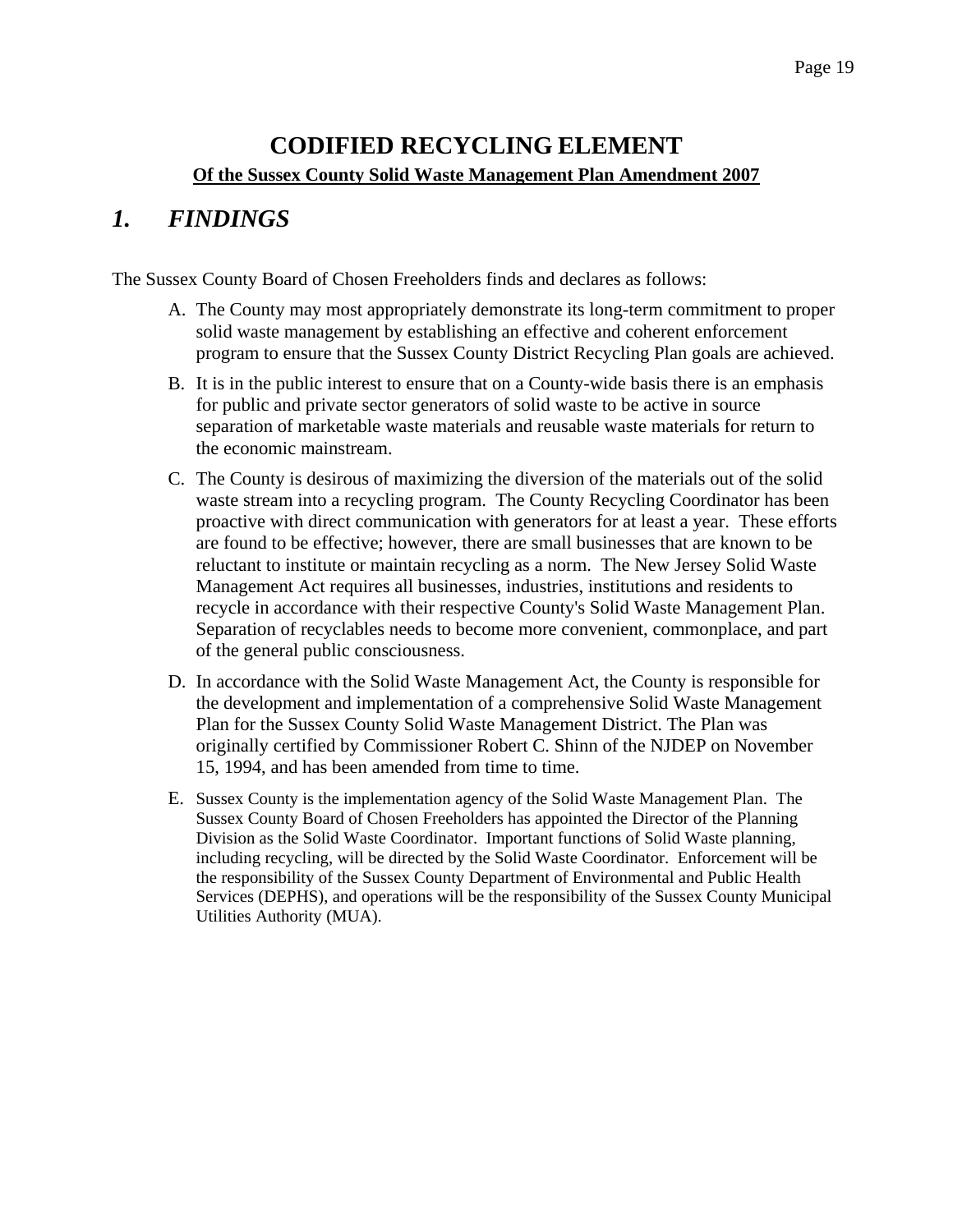# CODIFIED RECYCLING ELEMENT

**Of the Sussex County Solid Waste Management Plan Amendment 2007**

## *1. FINDINGS*

The Sussex County Board of Chosen Freeholders finds and declares as follows:

A. The County may most appropriately demonstrate its long-term commitment to proper solid waste management by establishing an effective and coherent enforcement program to ensure that the Sussex County District Recycling Plan goals are achieved.

B. It is in the public interest to ensure that on a County-wide basis there is an emphasis for public and private sector generators of solid waste to be active in source separation of marketable waste materials and reusable waste materials for return to the economic mainstream.

C. The County is desirous of maximizing the diversion of the materials out of the solid waste stream into a recycling program. The County Recycling Coordinator has been proactive with direct communication with generators for at least a year. These efforts are found to be effective; however, there are small businesses that are known to be reluctant to institute or maintain recycling as a norm. The New Jersey Solid Waste Management Act requires all businesses, industries, institutions and residents to recycle in accordance with their respective County's Solid Waste Management Plan. Separation of recyclables needs to become more convenient, commonplace, and part of the general public consciousness.

D. In accordance with the Solid Waste Management Act, the County is responsible for the development and implementation of a comprehensive Solid Waste Management Plan for the Sussex County Solid Waste Management District. The Plan was originally certified by Commissioner Robert C. Shinn of the NJDEP on November 15, 1994, and has been amended from time to time.

E. Sussex County is the implementation agency of the Solid Waste Management Plan. The Sussex County Board of Chosen Freeholders has appointed the Director of the Planning Division as the Solid Waste Coordinator. Important functions of Solid Waste planning, including recycling, will be directed by the Solid Waste Coordinator. Enforcement will be the responsibility of the Sussex County Department of Environmental and Public Health Services (DEPHS), and operations will be the responsibility of the Sussex County Municipal Utilities Authority (MUA).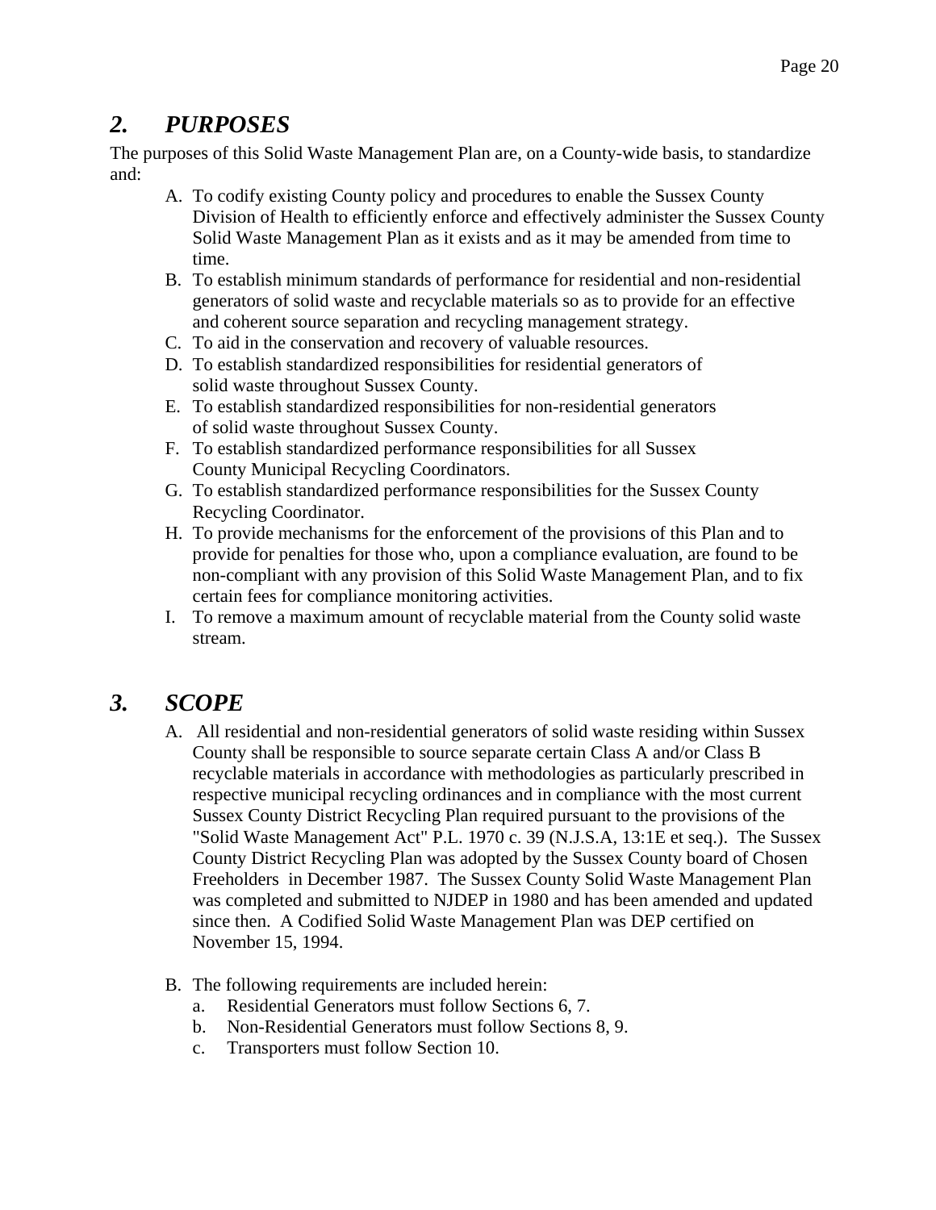## *2. PURPOSES*

The purposes of this Solid Waste Management Plan are, on a County-wide basis, to standardize and:

A. To codify existing County policy and procedures to enable the Sussex County Division of Health to efficiently enforce and effectively administer the Sussex County Solid Waste Management Plan as it exists and as it may be amended from time to time.
B. To establish minimum standards of performance for residential and non-residential generators of solid waste and recyclable materials so as to provide for an effective and coherent source separation and recycling management strategy.
C. To aid in the conservation and recovery of valuable resources.
D. To establish standardized responsibilities for residential generators of solid waste throughout Sussex County.
E. To establish standardized responsibilities for non-residential generators of solid waste throughout Sussex County.
F. To establish standardized performance responsibilities for all Sussex County Municipal Recycling Coordinators.
G. To establish standardized performance responsibilities for the Sussex County Recycling Coordinator.
H. To provide mechanisms for the enforcement of the provisions of this Plan and to provide for penalties for those who, upon a compliance evaluation, are found to be non-compliant with any provision of this Solid Waste Management Plan, and to fix certain fees for compliance monitoring activities.
I. To remove a maximum amount of recyclable material from the County solid waste stream.

## *3. SCOPE*

A. All residential and non-residential generators of solid waste residing within Sussex County shall be responsible to source separate certain Class A and/or Class B recyclable materials in accordance with methodologies as particularly prescribed in respective municipal recycling ordinances and in compliance with the most current Sussex County District Recycling Plan required pursuant to the provisions of the "Solid Waste Management Act" P.L. 1970 c. 39 (N.J.S.A, 13:1E et seq.). The Sussex County District Recycling Plan was adopted by the Sussex County board of Chosen Freeholders in December 1987. The Sussex County Solid Waste Management Plan was completed and submitted to NJDEP in 1980 and has been amended and updated since then. A Codified Solid Waste Management Plan was DEP certified on November 15, 1994.

B. The following requirements are included herein:
   a. Residential Generators must follow Sections 6, 7.
   b. Non-Residential Generators must follow Sections 8, 9.
   c. Transporters must follow Section 10.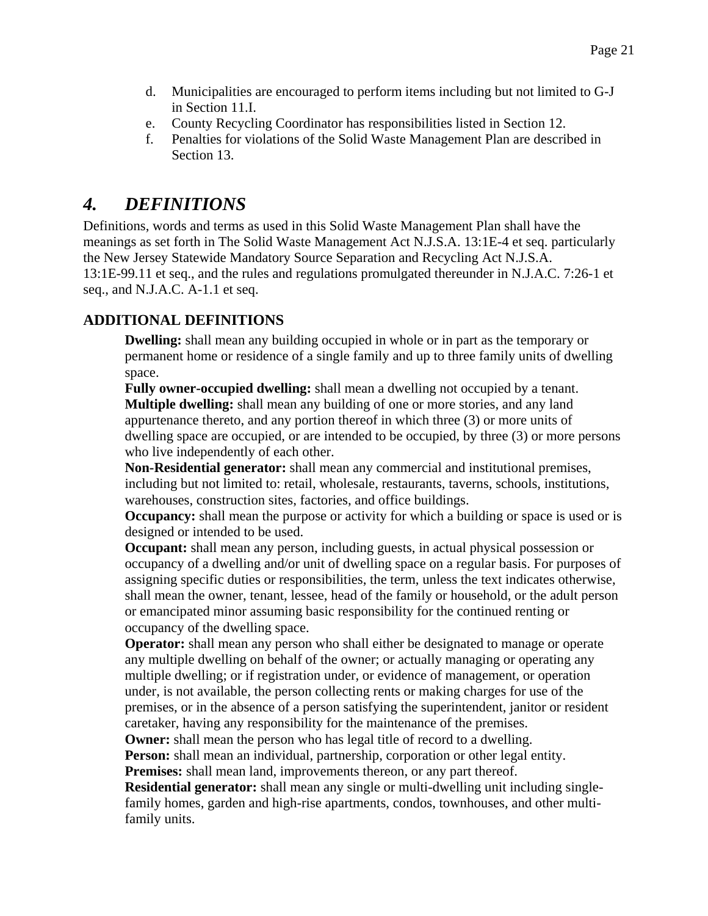d. Municipalities are encouraged to perform items including but not limited to G-J in Section 11.I.
e. County Recycling Coordinator has responsibilities listed in Section 12.
f. Penalties for violations of the Solid Waste Management Plan are described in Section 13.

# *4. DEFINITIONS*

Definitions, words and terms as used in this Solid Waste Management Plan shall have the meanings as set forth in The Solid Waste Management Act N.J.S.A. 13:1E-4 et seq. particularly the New Jersey Statewide Mandatory Source Separation and Recycling Act N.J.S.A. 13:1E-99.11 et seq., and the rules and regulations promulgated thereunder in N.J.A.C. 7:26-1 et seq., and N.J.A.C. A-1.1 et seq.

## ADDITIONAL DEFINITIONS

**Dwelling:** shall mean any building occupied in whole or in part as the temporary or permanent home or residence of a single family and up to three family units of dwelling space.

**Fully owner-occupied dwelling:** shall mean a dwelling not occupied by a tenant.

**Multiple dwelling:** shall mean any building of one or more stories, and any land appurtenance thereto, and any portion thereof in which three (3) or more units of dwelling space are occupied, or are intended to be occupied, by three (3) or more persons who live independently of each other.

**Non-Residential generator:** shall mean any commercial and institutional premises, including but not limited to: retail, wholesale, restaurants, taverns, schools, institutions, warehouses, construction sites, factories, and office buildings.

**Occupancy:** shall mean the purpose or activity for which a building or space is used or is designed or intended to be used.

**Occupant:** shall mean any person, including guests, in actual physical possession or occupancy of a dwelling and/or unit of dwelling space on a regular basis. For purposes of assigning specific duties or responsibilities, the term, unless the text indicates otherwise, shall mean the owner, tenant, lessee, head of the family or household, or the adult person or emancipated minor assuming basic responsibility for the continued renting or occupancy of the dwelling space.

**Operator:** shall mean any person who shall either be designated to manage or operate any multiple dwelling on behalf of the owner; or actually managing or operating any multiple dwelling; or if registration under, or evidence of management, or operation under, is not available, the person collecting rents or making charges for use of the premises, or in the absence of a person satisfying the superintendent, janitor or resident caretaker, having any responsibility for the maintenance of the premises.

**Owner:** shall mean the person who has legal title of record to a dwelling.

**Person:** shall mean an individual, partnership, corporation or other legal entity.

**Premises:** shall mean land, improvements thereon, or any part thereof.

**Residential generator:** shall mean any single or multi-dwelling unit including single-family homes, garden and high-rise apartments, condos, townhouses, and other multi-family units.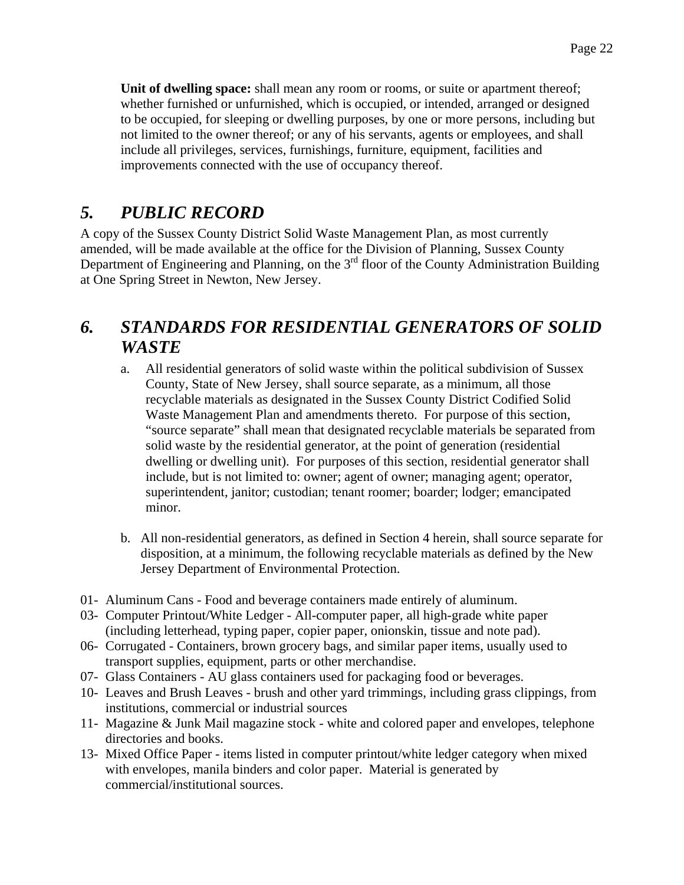**Unit of dwelling space:** shall mean any room or rooms, or suite or apartment thereof; whether furnished or unfurnished, which is occupied, or intended, arranged or designed to be occupied, for sleeping or dwelling purposes, by one or more persons, including but not limited to the owner thereof; or any of his servants, agents or employees, and shall include all privileges, services, furnishings, furniture, equipment, facilities and improvements connected with the use of occupancy thereof.

## *5. PUBLIC RECORD*

A copy of the Sussex County District Solid Waste Management Plan, as most currently amended, will be made available at the office for the Division of Planning, Sussex County Department of Engineering and Planning, on the 3rd floor of the County Administration Building at One Spring Street in Newton, New Jersey.

## *6. STANDARDS FOR RESIDENTIAL GENERATORS OF SOLID WASTE*

a. All residential generators of solid waste within the political subdivision of Sussex County, State of New Jersey, shall source separate, as a minimum, all those recyclable materials as designated in the Sussex County District Codified Solid Waste Management Plan and amendments thereto. For purpose of this section, "source separate" shall mean that designated recyclable materials be separated from solid waste by the residential generator, at the point of generation (residential dwelling or dwelling unit). For purposes of this section, residential generator shall include, but is not limited to: owner; agent of owner; managing agent; operator, superintendent, janitor; custodian; tenant roomer; boarder; lodger; emancipated minor.

b. All non-residential generators, as defined in Section 4 herein, shall source separate for disposition, at a minimum, the following recyclable materials as defined by the New Jersey Department of Environmental Protection.

01- Aluminum Cans - Food and beverage containers made entirely of aluminum.
03- Computer Printout/White Ledger - All-computer paper, all high-grade white paper (including letterhead, typing paper, copier paper, onionskin, tissue and note pad).
06- Corrugated - Containers, brown grocery bags, and similar paper items, usually used to transport supplies, equipment, parts or other merchandise.
07- Glass Containers - AU glass containers used for packaging food or beverages.
10- Leaves and Brush Leaves - brush and other yard trimmings, including grass clippings, from institutions, commercial or industrial sources
11- Magazine & Junk Mail magazine stock - white and colored paper and envelopes, telephone directories and books.
13- Mixed Office Paper - items listed in computer printout/white ledger category when mixed with envelopes, manila binders and color paper. Material is generated by commercial/institutional sources.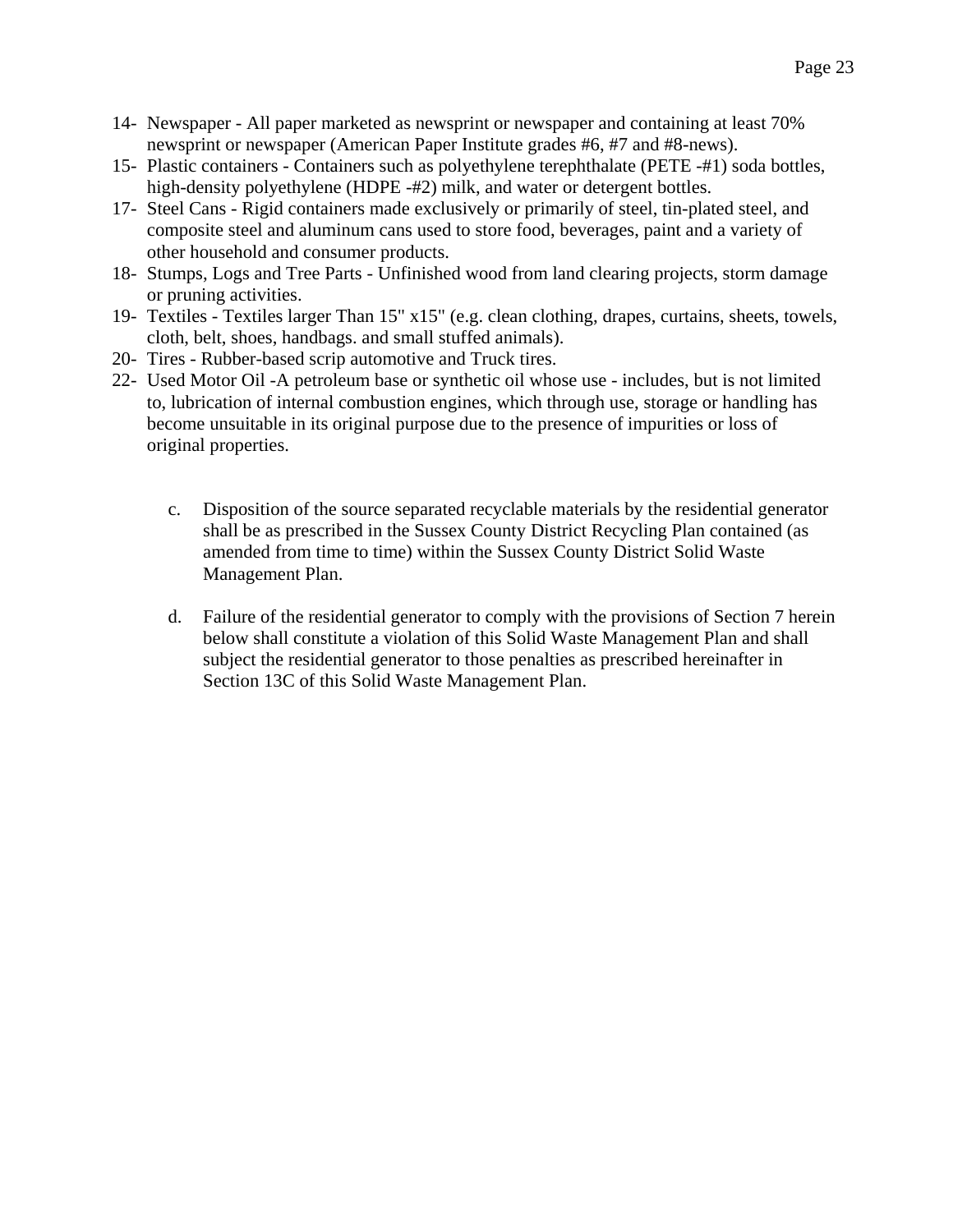14- Newspaper - All paper marketed as newsprint or newspaper and containing at least 70% newsprint or newspaper (American Paper Institute grades #6, #7 and #8-news).

15- Plastic containers - Containers such as polyethylene terephthalate (PETE -#1) soda bottles, high-density polyethylene (HDPE -#2) milk, and water or detergent bottles.

17- Steel Cans - Rigid containers made exclusively or primarily of steel, tin-plated steel, and composite steel and aluminum cans used to store food, beverages, paint and a variety of other household and consumer products.

18- Stumps, Logs and Tree Parts - Unfinished wood from land clearing projects, storm damage or pruning activities.

19- Textiles - Textiles larger Than 15" x15" (e.g. clean clothing, drapes, curtains, sheets, towels, cloth, belt, shoes, handbags. and small stuffed animals).

20- Tires - Rubber-based scrip automotive and Truck tires.

22- Used Motor Oil -A petroleum base or synthetic oil whose use - includes, but is not limited to, lubrication of internal combustion engines, which through use, storage or handling has become unsuitable in its original purpose due to the presence of impurities or loss of original properties.

c. Disposition of the source separated recyclable materials by the residential generator shall be as prescribed in the Sussex County District Recycling Plan contained (as amended from time to time) within the Sussex County District Solid Waste Management Plan.

d. Failure of the residential generator to comply with the provisions of Section 7 herein below shall constitute a violation of this Solid Waste Management Plan and shall subject the residential generator to those penalties as prescribed hereinafter in Section 13C of this Solid Waste Management Plan.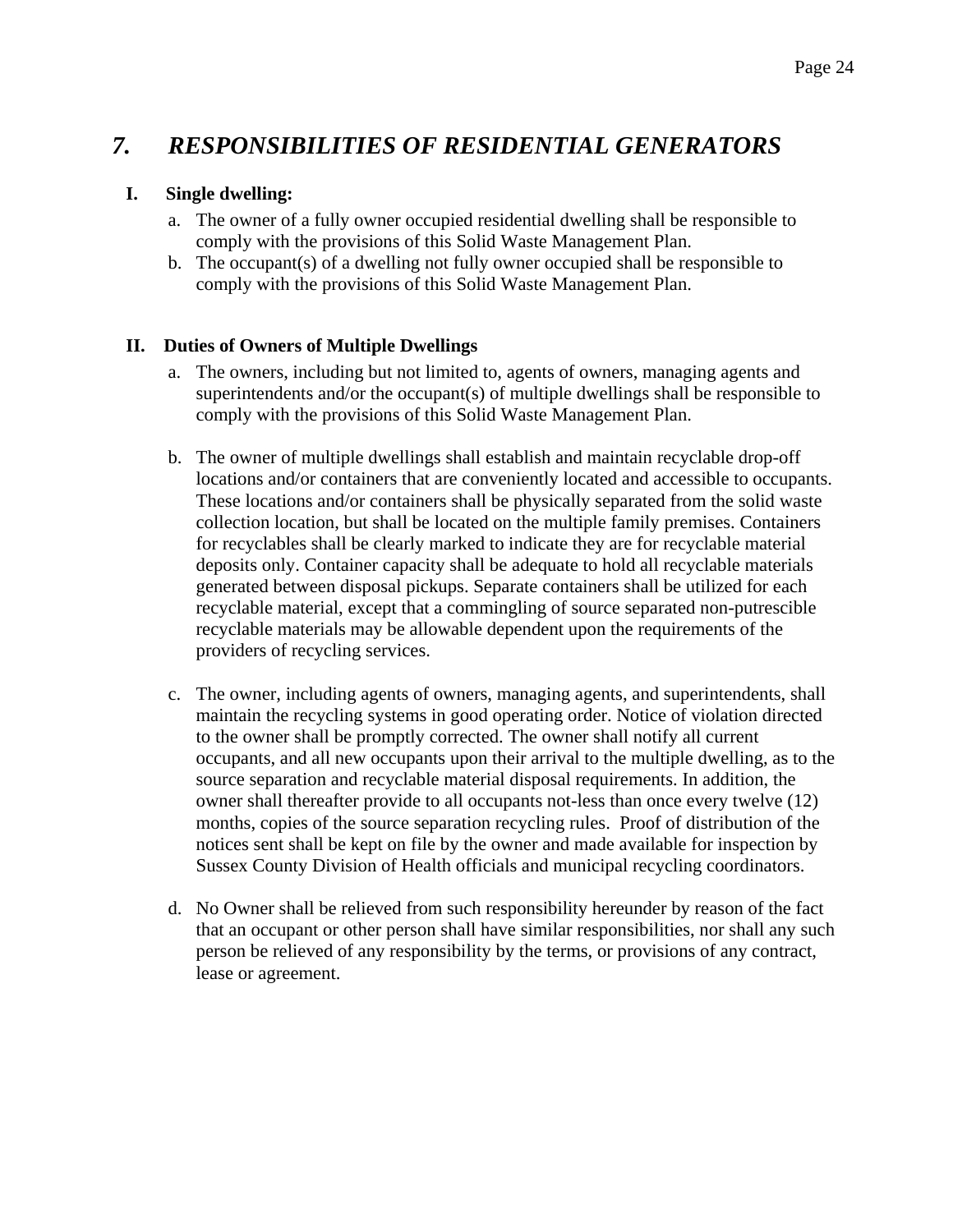## *7. RESPONSIBILITIES OF RESIDENTIAL GENERATORS*

**I. Single dwelling:**

a. The owner of a fully owner occupied residential dwelling shall be responsible to comply with the provisions of this Solid Waste Management Plan.
b. The occupant(s) of a dwelling not fully owner occupied shall be responsible to comply with the provisions of this Solid Waste Management Plan.

**II. Duties of Owners of Multiple Dwellings**

a. The owners, including but not limited to, agents of owners, managing agents and superintendents and/or the occupant(s) of multiple dwellings shall be responsible to comply with the provisions of this Solid Waste Management Plan.

b. The owner of multiple dwellings shall establish and maintain recyclable drop-off locations and/or containers that are conveniently located and accessible to occupants. These locations and/or containers shall be physically separated from the solid waste collection location, but shall be located on the multiple family premises. Containers for recyclables shall be clearly marked to indicate they are for recyclable material deposits only. Container capacity shall be adequate to hold all recyclable materials generated between disposal pickups. Separate containers shall be utilized for each recyclable material, except that a commingling of source separated non-putrescible recyclable materials may be allowable dependent upon the requirements of the providers of recycling services.

c. The owner, including agents of owners, managing agents, and superintendents, shall maintain the recycling systems in good operating order. Notice of violation directed to the owner shall be promptly corrected. The owner shall notify all current occupants, and all new occupants upon their arrival to the multiple dwelling, as to the source separation and recyclable material disposal requirements. In addition, the owner shall thereafter provide to all occupants not-less than once every twelve (12) months, copies of the source separation recycling rules. Proof of distribution of the notices sent shall be kept on file by the owner and made available for inspection by Sussex County Division of Health officials and municipal recycling coordinators.

d. No Owner shall be relieved from such responsibility hereunder by reason of the fact that an occupant or other person shall have similar responsibilities, nor shall any such person be relieved of any responsibility by the terms, or provisions of any contract, lease or agreement.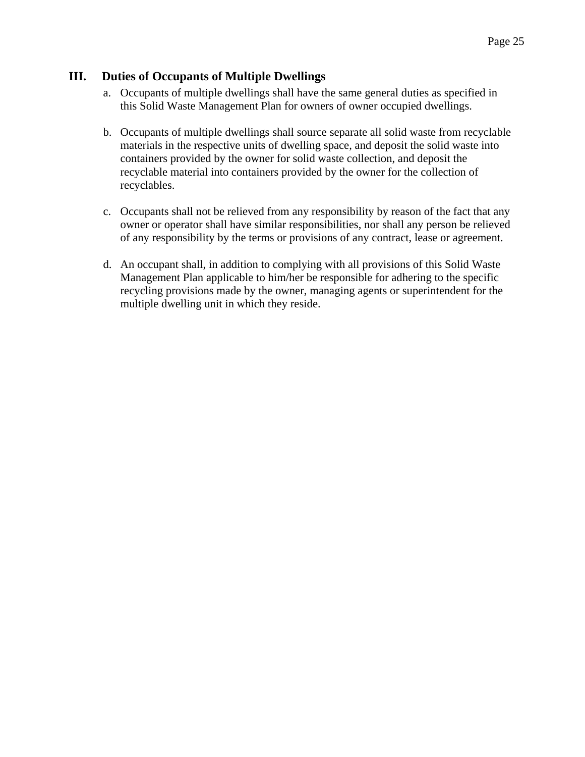## III. Duties of Occupants of Multiple Dwellings

a. Occupants of multiple dwellings shall have the same general duties as specified in this Solid Waste Management Plan for owners of owner occupied dwellings.

b. Occupants of multiple dwellings shall source separate all solid waste from recyclable materials in the respective units of dwelling space, and deposit the solid waste into containers provided by the owner for solid waste collection, and deposit the recyclable material into containers provided by the owner for the collection of recyclables.

c. Occupants shall not be relieved from any responsibility by reason of the fact that any owner or operator shall have similar responsibilities, nor shall any person be relieved of any responsibility by the terms or provisions of any contract, lease or agreement.

d. An occupant shall, in addition to complying with all provisions of this Solid Waste Management Plan applicable to him/her be responsible for adhering to the specific recycling provisions made by the owner, managing agents or superintendent for the multiple dwelling unit in which they reside.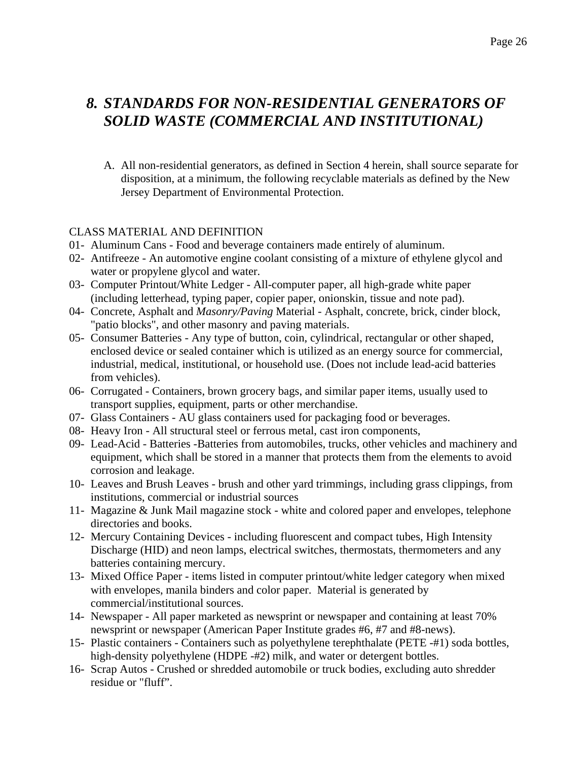## *8. STANDARDS FOR NON-RESIDENTIAL GENERATORS OF SOLID WASTE (COMMERCIAL AND INSTITUTIONAL)*

A. All non-residential generators, as defined in Section 4 herein, shall source separate for disposition, at a minimum, the following recyclable materials as defined by the New Jersey Department of Environmental Protection.

CLASS MATERIAL AND DEFINITION

01- Aluminum Cans - Food and beverage containers made entirely of aluminum.

02- Antifreeze - An automotive engine coolant consisting of a mixture of ethylene glycol and water or propylene glycol and water.

03- Computer Printout/White Ledger - All-computer paper, all high-grade white paper (including letterhead, typing paper, copier paper, onionskin, tissue and note pad).

04- Concrete, Asphalt and *Masonry/Paving* Material - Asphalt, concrete, brick, cinder block, "patio blocks", and other masonry and paving materials.

05- Consumer Batteries - Any type of button, coin, cylindrical, rectangular or other shaped, enclosed device or sealed container which is utilized as an energy source for commercial, industrial, medical, institutional, or household use. (Does not include lead-acid batteries from vehicles).

06- Corrugated - Containers, brown grocery bags, and similar paper items, usually used to transport supplies, equipment, parts or other merchandise.

07- Glass Containers - AU glass containers used for packaging food or beverages.

08- Heavy Iron - All structural steel or ferrous metal, cast iron components,

09- Lead-Acid - Batteries -Batteries from automobiles, trucks, other vehicles and machinery and equipment, which shall be stored in a manner that protects them from the elements to avoid corrosion and leakage.

10- Leaves and Brush Leaves - brush and other yard trimmings, including grass clippings, from institutions, commercial or industrial sources

11- Magazine & Junk Mail magazine stock - white and colored paper and envelopes, telephone directories and books.

12- Mercury Containing Devices - including fluorescent and compact tubes, High Intensity Discharge (HID) and neon lamps, electrical switches, thermostats, thermometers and any batteries containing mercury.

13- Mixed Office Paper - items listed in computer printout/white ledger category when mixed with envelopes, manila binders and color paper. Material is generated by commercial/institutional sources.

14- Newspaper - All paper marketed as newsprint or newspaper and containing at least 70% newsprint or newspaper (American Paper Institute grades #6, #7 and #8-news).

15- Plastic containers - Containers such as polyethylene terephthalate (PETE -#1) soda bottles, high-density polyethylene (HDPE -#2) milk, and water or detergent bottles.

16- Scrap Autos - Crushed or shredded automobile or truck bodies, excluding auto shredder residue or "fluff".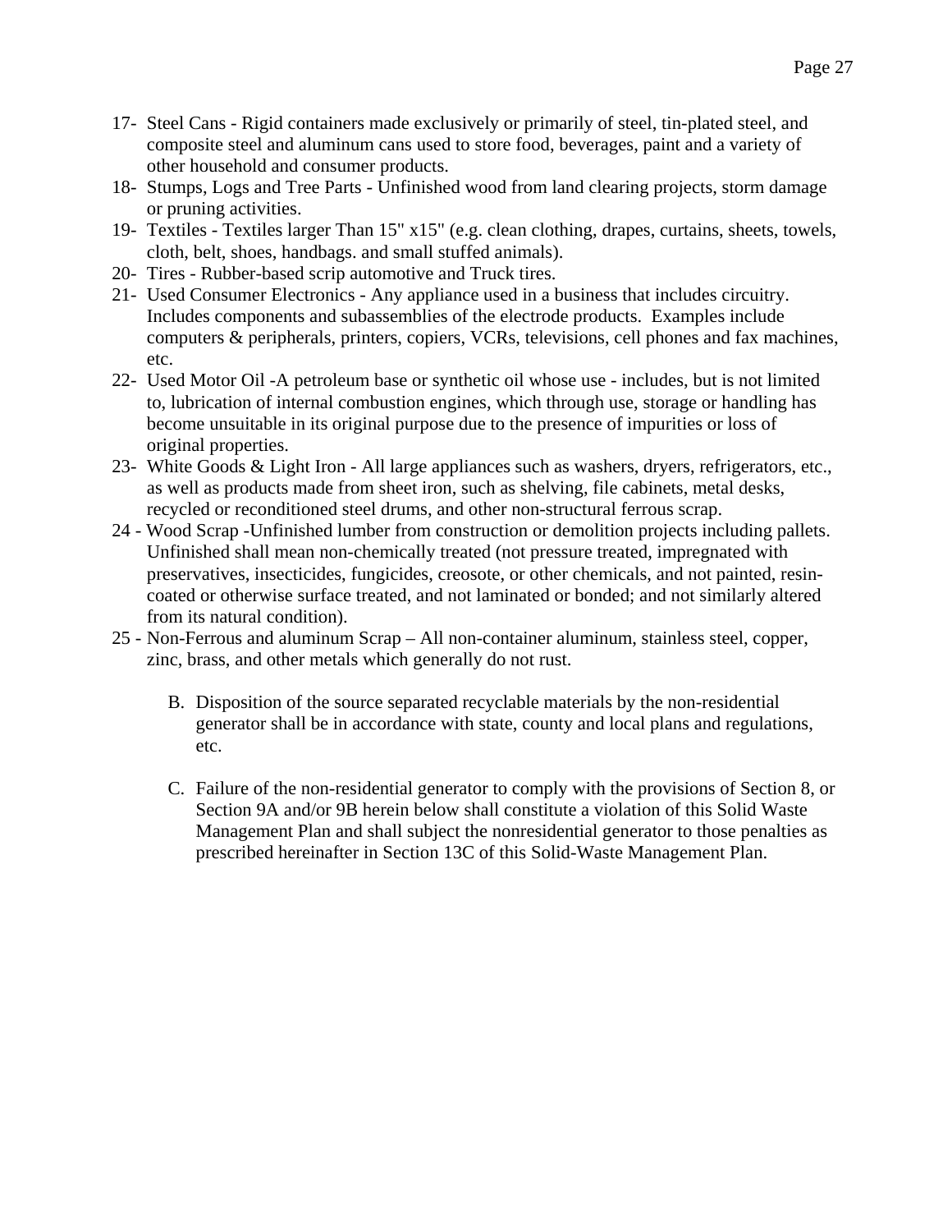17- Steel Cans - Rigid containers made exclusively or primarily of steel, tin-plated steel, and composite steel and aluminum cans used to store food, beverages, paint and a variety of other household and consumer products.

18- Stumps, Logs and Tree Parts - Unfinished wood from land clearing projects, storm damage or pruning activities.

19- Textiles - Textiles larger Than 15" x15" (e.g. clean clothing, drapes, curtains, sheets, towels, cloth, belt, shoes, handbags. and small stuffed animals).

20- Tires - Rubber-based scrip automotive and Truck tires.

21- Used Consumer Electronics - Any appliance used in a business that includes circuitry. Includes components and subassemblies of the electrode products. Examples include computers & peripherals, printers, copiers, VCRs, televisions, cell phones and fax machines, etc.

22- Used Motor Oil -A petroleum base or synthetic oil whose use - includes, but is not limited to, lubrication of internal combustion engines, which through use, storage or handling has become unsuitable in its original purpose due to the presence of impurities or loss of original properties.

23- White Goods & Light Iron - All large appliances such as washers, dryers, refrigerators, etc., as well as products made from sheet iron, such as shelving, file cabinets, metal desks, recycled or reconditioned steel drums, and other non-structural ferrous scrap.

24 - Wood Scrap -Unfinished lumber from construction or demolition projects including pallets. Unfinished shall mean non-chemically treated (not pressure treated, impregnated with preservatives, insecticides, fungicides, creosote, or other chemicals, and not painted, resin-coated or otherwise surface treated, and not laminated or bonded; and not similarly altered from its natural condition).

25 - Non-Ferrous and aluminum Scrap – All non-container aluminum, stainless steel, copper, zinc, brass, and other metals which generally do not rust.

B. Disposition of the source separated recyclable materials by the non-residential generator shall be in accordance with state, county and local plans and regulations, etc.

C. Failure of the non-residential generator to comply with the provisions of Section 8, or Section 9A and/or 9B herein below shall constitute a violation of this Solid Waste Management Plan and shall subject the nonresidential generator to those penalties as prescribed hereinafter in Section 13C of this Solid-Waste Management Plan.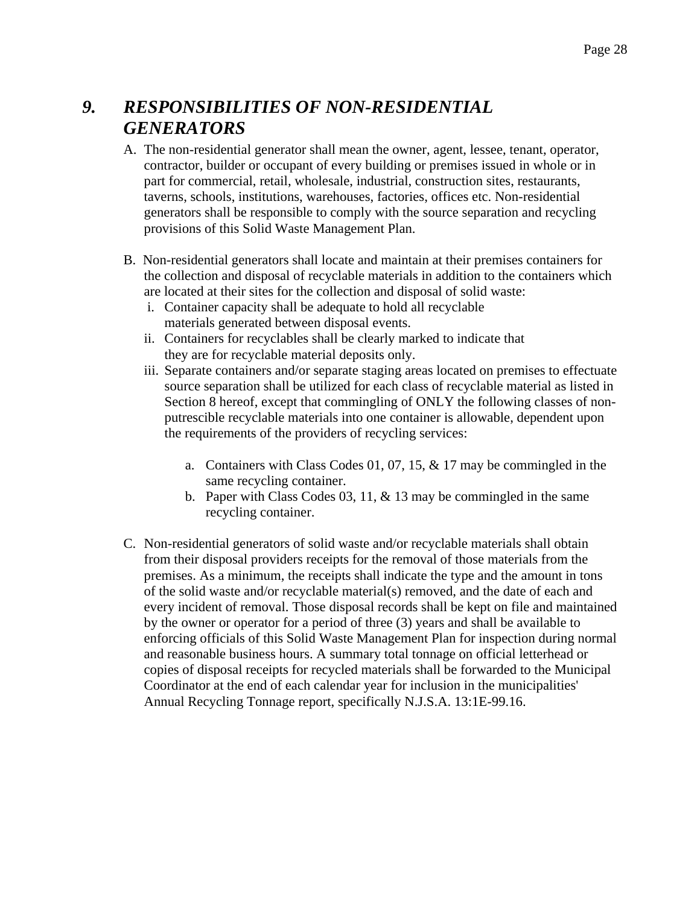## *9. RESPONSIBILITIES OF NON-RESIDENTIAL GENERATORS*

A. The non-residential generator shall mean the owner, agent, lessee, tenant, operator, contractor, builder or occupant of every building or premises issued in whole or in part for commercial, retail, wholesale, industrial, construction sites, restaurants, taverns, schools, institutions, warehouses, factories, offices etc. Non-residential generators shall be responsible to comply with the source separation and recycling provisions of this Solid Waste Management Plan.

B. Non-residential generators shall locate and maintain at their premises containers for the collection and disposal of recyclable materials in addition to the containers which are located at their sites for the collection and disposal of solid waste:

   i. Container capacity shall be adequate to hold all recyclable materials generated between disposal events.
   ii. Containers for recyclables shall be clearly marked to indicate that they are for recyclable material deposits only.
   iii. Separate containers and/or separate staging areas located on premises to effectuate source separation shall be utilized for each class of recyclable material as listed in Section 8 hereof, except that commingling of ONLY the following classes of non-putrescible recyclable materials into one container is allowable, dependent upon the requirements of the providers of recycling services:

      a. Containers with Class Codes 01, 07, 15, & 17 may be commingled in the same recycling container.
      b. Paper with Class Codes 03, 11, & 13 may be commingled in the same recycling container.

C. Non-residential generators of solid waste and/or recyclable materials shall obtain from their disposal providers receipts for the removal of those materials from the premises. As a minimum, the receipts shall indicate the type and the amount in tons of the solid waste and/or recyclable material(s) removed, and the date of each and every incident of removal. Those disposal records shall be kept on file and maintained by the owner or operator for a period of three (3) years and shall be available to enforcing officials of this Solid Waste Management Plan for inspection during normal and reasonable business hours. A summary total tonnage on official letterhead or copies of disposal receipts for recycled materials shall be forwarded to the Municipal Coordinator at the end of each calendar year for inclusion in the municipalities' Annual Recycling Tonnage report, specifically N.J.S.A. 13:1E-99.16.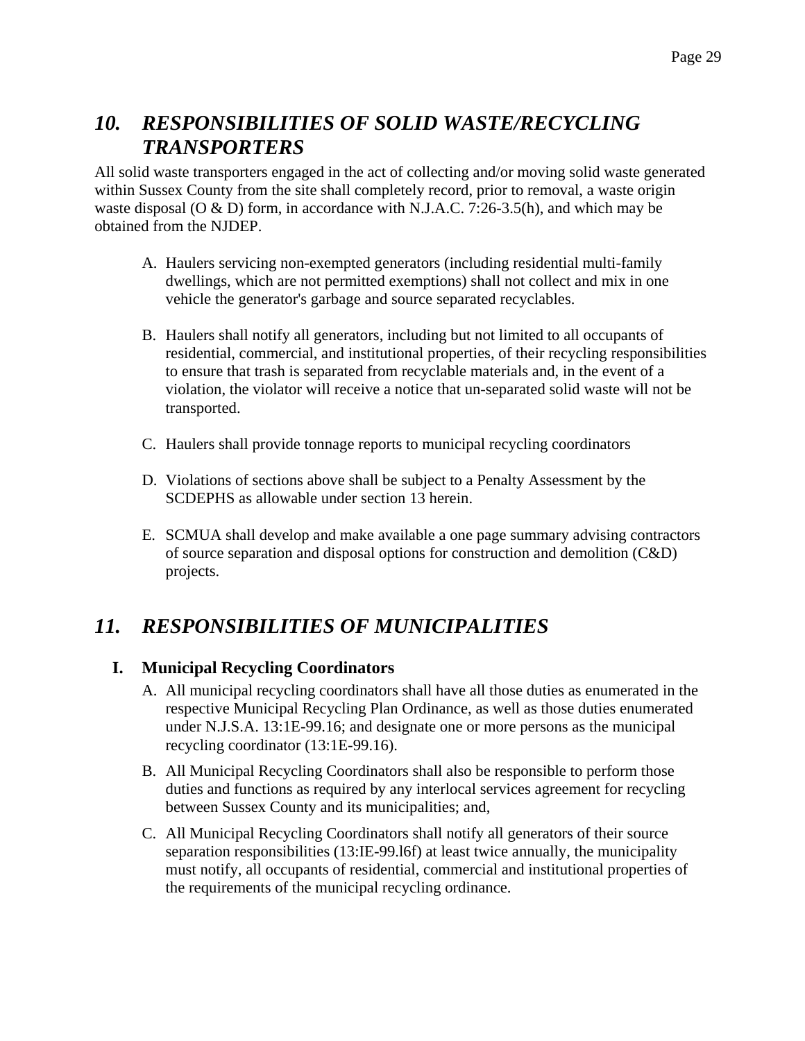## *10. RESPONSIBILITIES OF SOLID WASTE/RECYCLING TRANSPORTERS*

All solid waste transporters engaged in the act of collecting and/or moving solid waste generated within Sussex County from the site shall completely record, prior to removal, a waste origin waste disposal (O & D) form, in accordance with N.J.A.C. 7:26-3.5(h), and which may be obtained from the NJDEP.

A. Haulers servicing non-exempted generators (including residential multi-family dwellings, which are not permitted exemptions) shall not collect and mix in one vehicle the generator's garbage and source separated recyclables.

B. Haulers shall notify all generators, including but not limited to all occupants of residential, commercial, and institutional properties, of their recycling responsibilities to ensure that trash is separated from recyclable materials and, in the event of a violation, the violator will receive a notice that un-separated solid waste will not be transported.

C. Haulers shall provide tonnage reports to municipal recycling coordinators

D. Violations of sections above shall be subject to a Penalty Assessment by the SCDEPHS as allowable under section 13 herein.

E. SCMUA shall develop and make available a one page summary advising contractors of source separation and disposal options for construction and demolition (C&D) projects.

## *11. RESPONSIBILITIES OF MUNICIPALITIES*

### I. Municipal Recycling Coordinators

A. All municipal recycling coordinators shall have all those duties as enumerated in the respective Municipal Recycling Plan Ordinance, as well as those duties enumerated under N.J.S.A. 13:1E-99.16; and designate one or more persons as the municipal recycling coordinator (13:1E-99.16).

B. All Municipal Recycling Coordinators shall also be responsible to perform those duties and functions as required by any interlocal services agreement for recycling between Sussex County and its municipalities; and,

C. All Municipal Recycling Coordinators shall notify all generators of their source separation responsibilities (13:IE-99.l6f) at least twice annually, the municipality must notify, all occupants of residential, commercial and institutional properties of the requirements of the municipal recycling ordinance.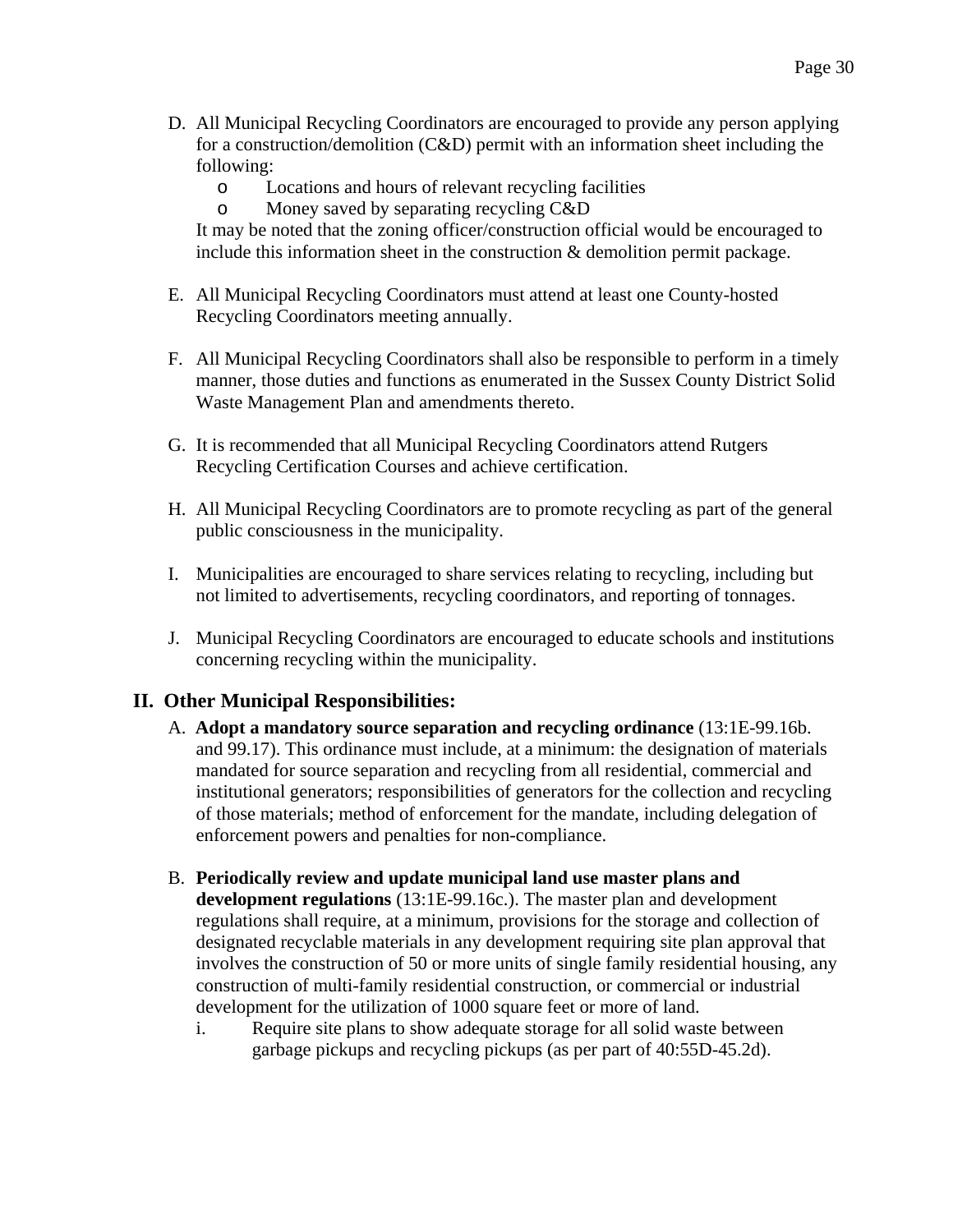D. All Municipal Recycling Coordinators are encouraged to provide any person applying for a construction/demolition (C&D) permit with an information sheet including the following:
   - Locations and hours of relevant recycling facilities
   - Money saved by separating recycling C&D

   It may be noted that the zoning officer/construction official would be encouraged to include this information sheet in the construction & demolition permit package.

E. All Municipal Recycling Coordinators must attend at least one County-hosted Recycling Coordinators meeting annually.

F. All Municipal Recycling Coordinators shall also be responsible to perform in a timely manner, those duties and functions as enumerated in the Sussex County District Solid Waste Management Plan and amendments thereto.

G. It is recommended that all Municipal Recycling Coordinators attend Rutgers Recycling Certification Courses and achieve certification.

H. All Municipal Recycling Coordinators are to promote recycling as part of the general public consciousness in the municipality.

I. Municipalities are encouraged to share services relating to recycling, including but not limited to advertisements, recycling coordinators, and reporting of tonnages.

J. Municipal Recycling Coordinators are encouraged to educate schools and institutions concerning recycling within the municipality.

## II. Other Municipal Responsibilities:

A. **Adopt a mandatory source separation and recycling ordinance** (13:1E-99.16b. and 99.17). This ordinance must include, at a minimum: the designation of materials mandated for source separation and recycling from all residential, commercial and institutional generators; responsibilities of generators for the collection and recycling of those materials; method of enforcement for the mandate, including delegation of enforcement powers and penalties for non-compliance.

B. **Periodically review and update municipal land use master plans and development regulations** (13:1E-99.16c.). The master plan and development regulations shall require, at a minimum, provisions for the storage and collection of designated recyclable materials in any development requiring site plan approval that involves the construction of 50 or more units of single family residential housing, any construction of multi-family residential construction, or commercial or industrial development for the utilization of 1000 square feet or more of land.

   i. Require site plans to show adequate storage for all solid waste between garbage pickups and recycling pickups (as per part of 40:55D-45.2d).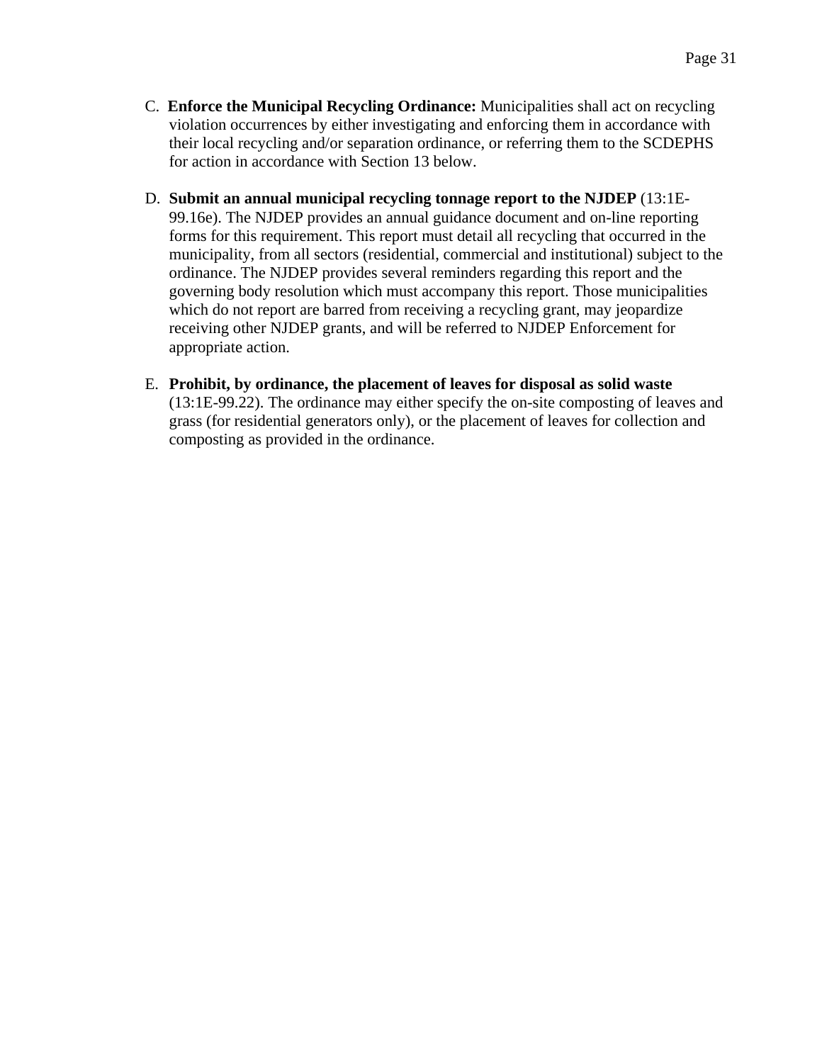C. **Enforce the Municipal Recycling Ordinance:** Municipalities shall act on recycling violation occurrences by either investigating and enforcing them in accordance with their local recycling and/or separation ordinance, or referring them to the SCDEPHS for action in accordance with Section 13 below.

D. **Submit an annual municipal recycling tonnage report to the NJDEP** (13:1E-99.16e). The NJDEP provides an annual guidance document and on-line reporting forms for this requirement. This report must detail all recycling that occurred in the municipality, from all sectors (residential, commercial and institutional) subject to the ordinance. The NJDEP provides several reminders regarding this report and the governing body resolution which must accompany this report. Those municipalities which do not report are barred from receiving a recycling grant, may jeopardize receiving other NJDEP grants, and will be referred to NJDEP Enforcement for appropriate action.

E. **Prohibit, by ordinance, the placement of leaves for disposal as solid waste** (13:1E-99.22). The ordinance may either specify the on-site composting of leaves and grass (for residential generators only), or the placement of leaves for collection and composting as provided in the ordinance.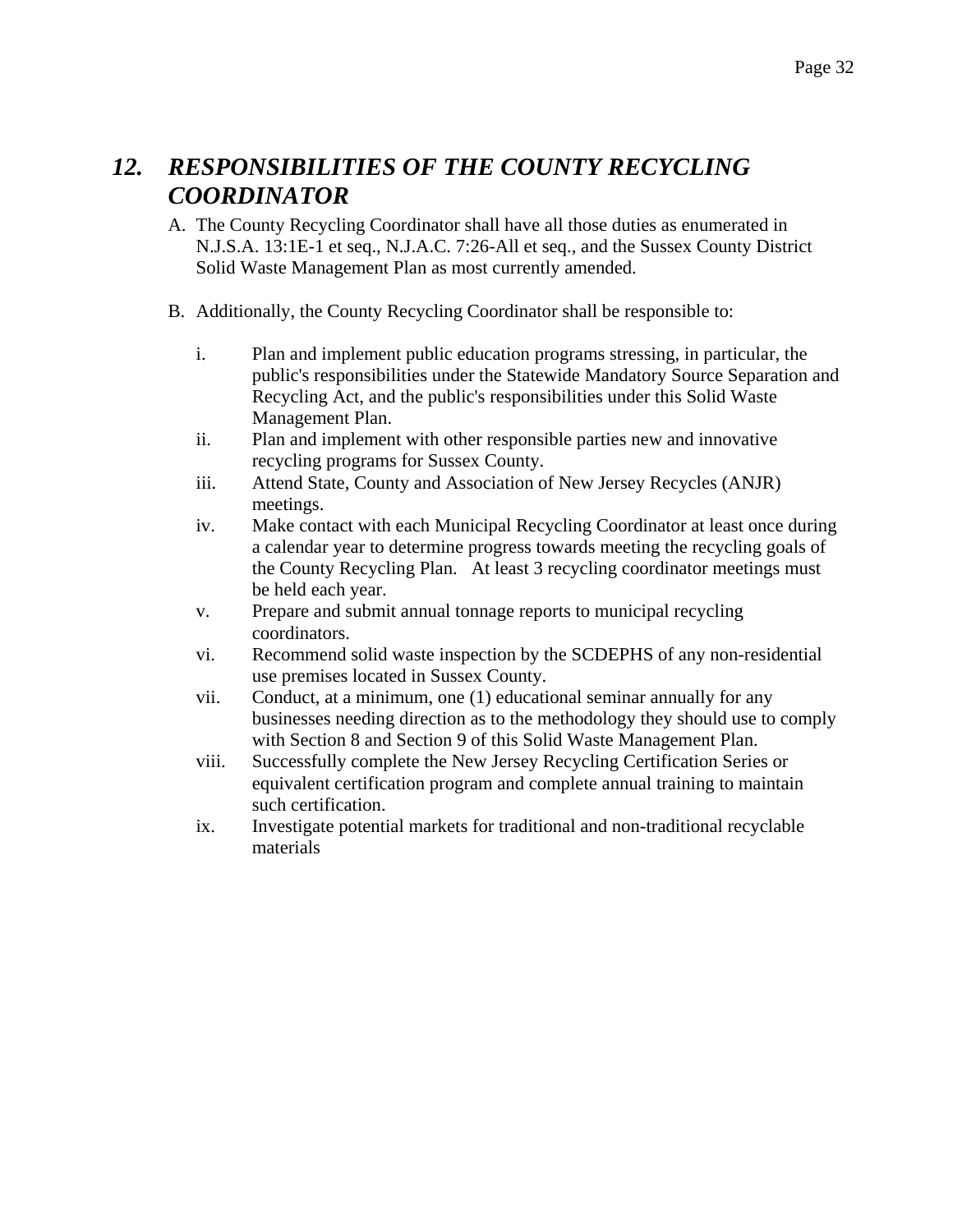## *12. RESPONSIBILITIES OF THE COUNTY RECYCLING COORDINATOR*

A. The County Recycling Coordinator shall have all those duties as enumerated in N.J.S.A. 13:1E-1 et seq., N.J.A.C. 7:26-All et seq., and the Sussex County District Solid Waste Management Plan as most currently amended.

B. Additionally, the County Recycling Coordinator shall be responsible to:

i. Plan and implement public education programs stressing, in particular, the public's responsibilities under the Statewide Mandatory Source Separation and Recycling Act, and the public's responsibilities under this Solid Waste Management Plan.

ii. Plan and implement with other responsible parties new and innovative recycling programs for Sussex County.

iii. Attend State, County and Association of New Jersey Recycles (ANJR) meetings.

iv. Make contact with each Municipal Recycling Coordinator at least once during a calendar year to determine progress towards meeting the recycling goals of the County Recycling Plan. At least 3 recycling coordinator meetings must be held each year.

v. Prepare and submit annual tonnage reports to municipal recycling coordinators.

vi. Recommend solid waste inspection by the SCDEPHS of any non-residential use premises located in Sussex County.

vii. Conduct, at a minimum, one (1) educational seminar annually for any businesses needing direction as to the methodology they should use to comply with Section 8 and Section 9 of this Solid Waste Management Plan.

viii. Successfully complete the New Jersey Recycling Certification Series or equivalent certification program and complete annual training to maintain such certification.

ix. Investigate potential markets for traditional and non-traditional recyclable materials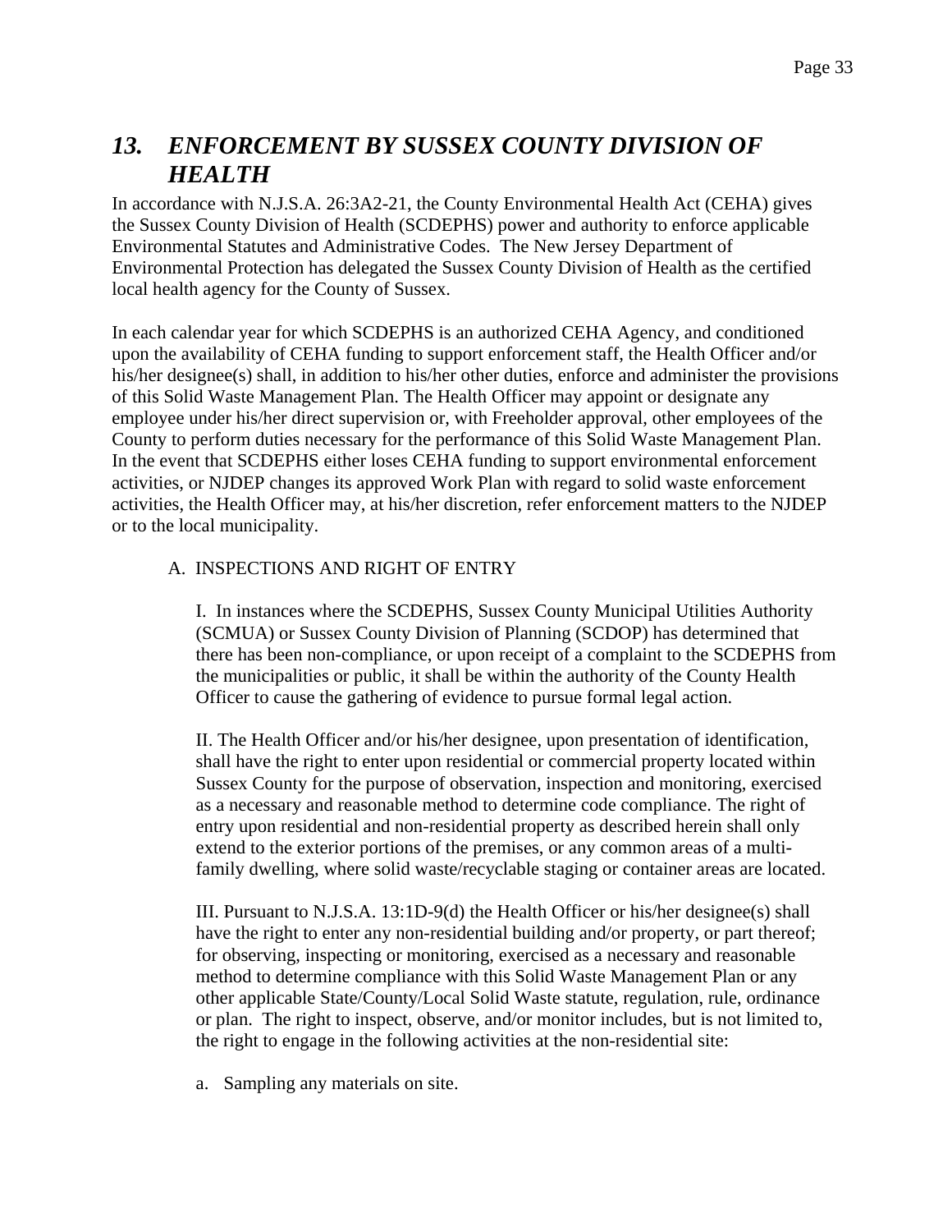# *13. ENFORCEMENT BY SUSSEX COUNTY DIVISION OF HEALTH*

In accordance with N.J.S.A. 26:3A2-21, the County Environmental Health Act (CEHA) gives the Sussex County Division of Health (SCDEPHS) power and authority to enforce applicable Environmental Statutes and Administrative Codes. The New Jersey Department of Environmental Protection has delegated the Sussex County Division of Health as the certified local health agency for the County of Sussex.

In each calendar year for which SCDEPHS is an authorized CEHA Agency, and conditioned upon the availability of CEHA funding to support enforcement staff, the Health Officer and/or his/her designee(s) shall, in addition to his/her other duties, enforce and administer the provisions of this Solid Waste Management Plan. The Health Officer may appoint or designate any employee under his/her direct supervision or, with Freeholder approval, other employees of the County to perform duties necessary for the performance of this Solid Waste Management Plan. In the event that SCDEPHS either loses CEHA funding to support environmental enforcement activities, or NJDEP changes its approved Work Plan with regard to solid waste enforcement activities, the Health Officer may, at his/her discretion, refer enforcement matters to the NJDEP or to the local municipality.

A. INSPECTIONS AND RIGHT OF ENTRY

I. In instances where the SCDEPHS, Sussex County Municipal Utilities Authority (SCMUA) or Sussex County Division of Planning (SCDOP) has determined that there has been non-compliance, or upon receipt of a complaint to the SCDEPHS from the municipalities or public, it shall be within the authority of the County Health Officer to cause the gathering of evidence to pursue formal legal action.

II. The Health Officer and/or his/her designee, upon presentation of identification, shall have the right to enter upon residential or commercial property located within Sussex County for the purpose of observation, inspection and monitoring, exercised as a necessary and reasonable method to determine code compliance. The right of entry upon residential and non-residential property as described herein shall only extend to the exterior portions of the premises, or any common areas of a multi-family dwelling, where solid waste/recyclable staging or container areas are located.

III. Pursuant to N.J.S.A. 13:1D-9(d) the Health Officer or his/her designee(s) shall have the right to enter any non-residential building and/or property, or part thereof; for observing, inspecting or monitoring, exercised as a necessary and reasonable method to determine compliance with this Solid Waste Management Plan or any other applicable State/County/Local Solid Waste statute, regulation, rule, ordinance or plan. The right to inspect, observe, and/or monitor includes, but is not limited to, the right to engage in the following activities at the non-residential site:

a. Sampling any materials on site.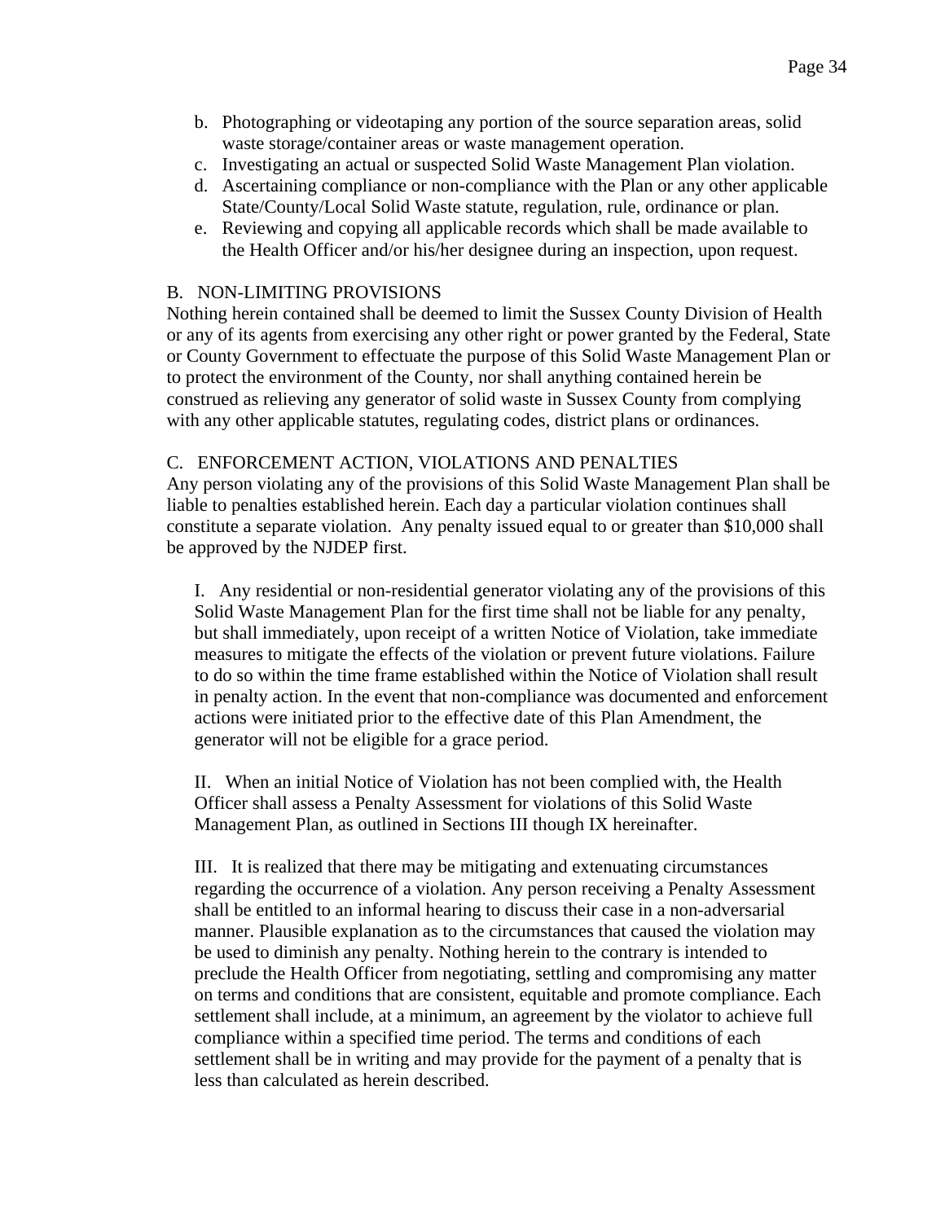b. Photographing or videotaping any portion of the source separation areas, solid waste storage/container areas or waste management operation.
c. Investigating an actual or suspected Solid Waste Management Plan violation.
d. Ascertaining compliance or non-compliance with the Plan or any other applicable State/County/Local Solid Waste statute, regulation, rule, ordinance or plan.
e. Reviewing and copying all applicable records which shall be made available to the Health Officer and/or his/her designee during an inspection, upon request.

B. NON-LIMITING PROVISIONS

Nothing herein contained shall be deemed to limit the Sussex County Division of Health or any of its agents from exercising any other right or power granted by the Federal, State or County Government to effectuate the purpose of this Solid Waste Management Plan or to protect the environment of the County, nor shall anything contained herein be construed as relieving any generator of solid waste in Sussex County from complying with any other applicable statutes, regulating codes, district plans or ordinances.

C. ENFORCEMENT ACTION, VIOLATIONS AND PENALTIES

Any person violating any of the provisions of this Solid Waste Management Plan shall be liable to penalties established herein. Each day a particular violation continues shall constitute a separate violation. Any penalty issued equal to or greater than $10,000 shall be approved by the NJDEP first.

I. Any residential or non-residential generator violating any of the provisions of this Solid Waste Management Plan for the first time shall not be liable for any penalty, but shall immediately, upon receipt of a written Notice of Violation, take immediate measures to mitigate the effects of the violation or prevent future violations. Failure to do so within the time frame established within the Notice of Violation shall result in penalty action. In the event that non-compliance was documented and enforcement actions were initiated prior to the effective date of this Plan Amendment, the generator will not be eligible for a grace period.

II. When an initial Notice of Violation has not been complied with, the Health Officer shall assess a Penalty Assessment for violations of this Solid Waste Management Plan, as outlined in Sections III though IX hereinafter.

III. It is realized that there may be mitigating and extenuating circumstances regarding the occurrence of a violation. Any person receiving a Penalty Assessment shall be entitled to an informal hearing to discuss their case in a non-adversarial manner. Plausible explanation as to the circumstances that caused the violation may be used to diminish any penalty. Nothing herein to the contrary is intended to preclude the Health Officer from negotiating, settling and compromising any matter on terms and conditions that are consistent, equitable and promote compliance. Each settlement shall include, at a minimum, an agreement by the violator to achieve full compliance within a specified time period. The terms and conditions of each settlement shall be in writing and may provide for the payment of a penalty that is less than calculated as herein described.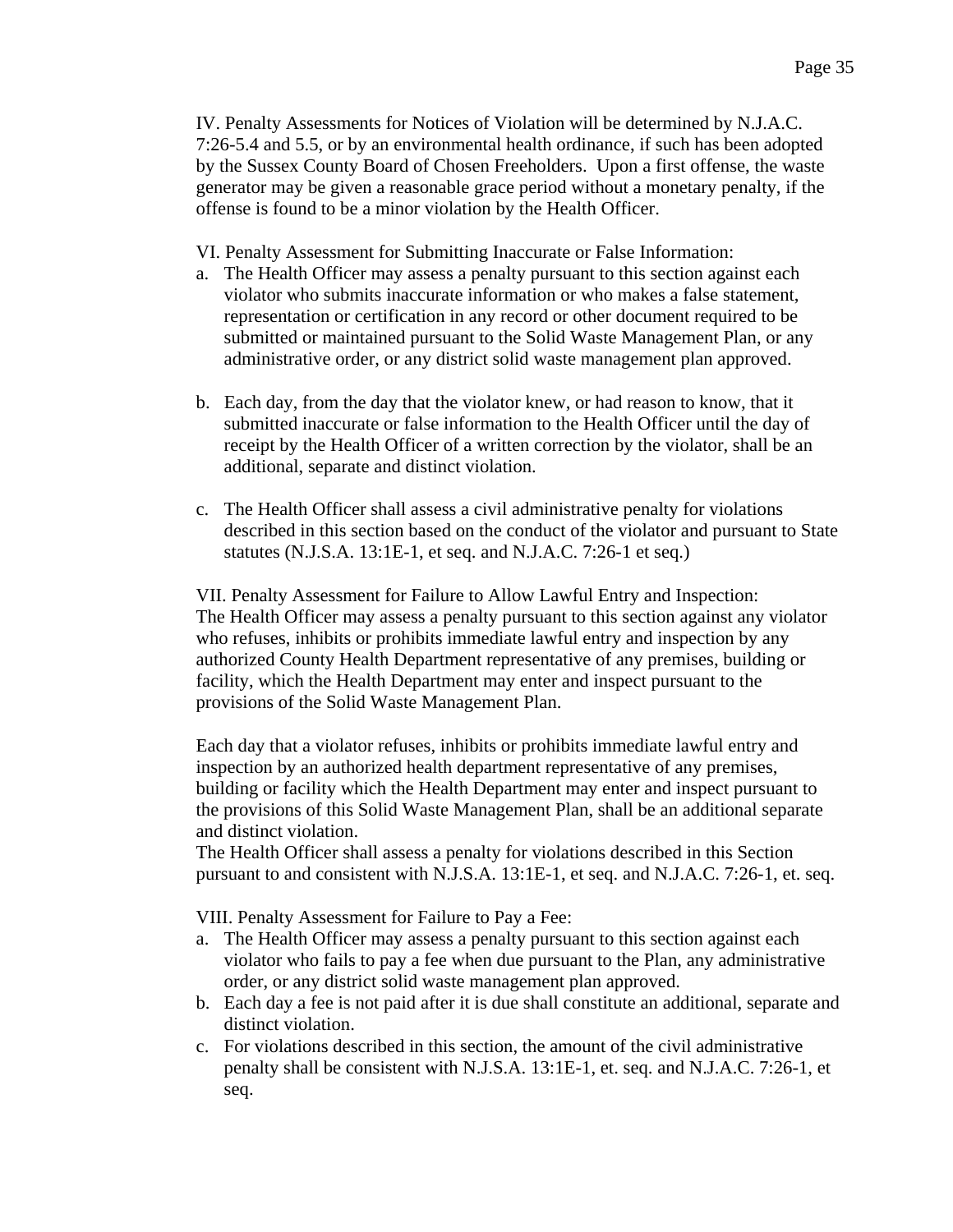IV. Penalty Assessments for Notices of Violation will be determined by N.J.A.C. 7:26-5.4 and 5.5, or by an environmental health ordinance, if such has been adopted by the Sussex County Board of Chosen Freeholders. Upon a first offense, the waste generator may be given a reasonable grace period without a monetary penalty, if the offense is found to be a minor violation by the Health Officer.

VI. Penalty Assessment for Submitting Inaccurate or False Information:

a. The Health Officer may assess a penalty pursuant to this section against each violator who submits inaccurate information or who makes a false statement, representation or certification in any record or other document required to be submitted or maintained pursuant to the Solid Waste Management Plan, or any administrative order, or any district solid waste management plan approved.

b. Each day, from the day that the violator knew, or had reason to know, that it submitted inaccurate or false information to the Health Officer until the day of receipt by the Health Officer of a written correction by the violator, shall be an additional, separate and distinct violation.

c. The Health Officer shall assess a civil administrative penalty for violations described in this section based on the conduct of the violator and pursuant to State statutes (N.J.S.A. 13:1E-1, et seq. and N.J.A.C. 7:26-1 et seq.)

VII. Penalty Assessment for Failure to Allow Lawful Entry and Inspection:
The Health Officer may assess a penalty pursuant to this section against any violator who refuses, inhibits or prohibits immediate lawful entry and inspection by any authorized County Health Department representative of any premises, building or facility, which the Health Department may enter and inspect pursuant to the provisions of the Solid Waste Management Plan.

Each day that a violator refuses, inhibits or prohibits immediate lawful entry and inspection by an authorized health department representative of any premises, building or facility which the Health Department may enter and inspect pursuant to the provisions of this Solid Waste Management Plan, shall be an additional separate and distinct violation.
The Health Officer shall assess a penalty for violations described in this Section pursuant to and consistent with N.J.S.A. 13:1E-1, et seq. and N.J.A.C. 7:26-1, et. seq.

VIII. Penalty Assessment for Failure to Pay a Fee:

a. The Health Officer may assess a penalty pursuant to this section against each violator who fails to pay a fee when due pursuant to the Plan, any administrative order, or any district solid waste management plan approved.
b. Each day a fee is not paid after it is due shall constitute an additional, separate and distinct violation.
c. For violations described in this section, the amount of the civil administrative penalty shall be consistent with N.J.S.A. 13:1E-1, et. seq. and N.J.A.C. 7:26-1, et seq.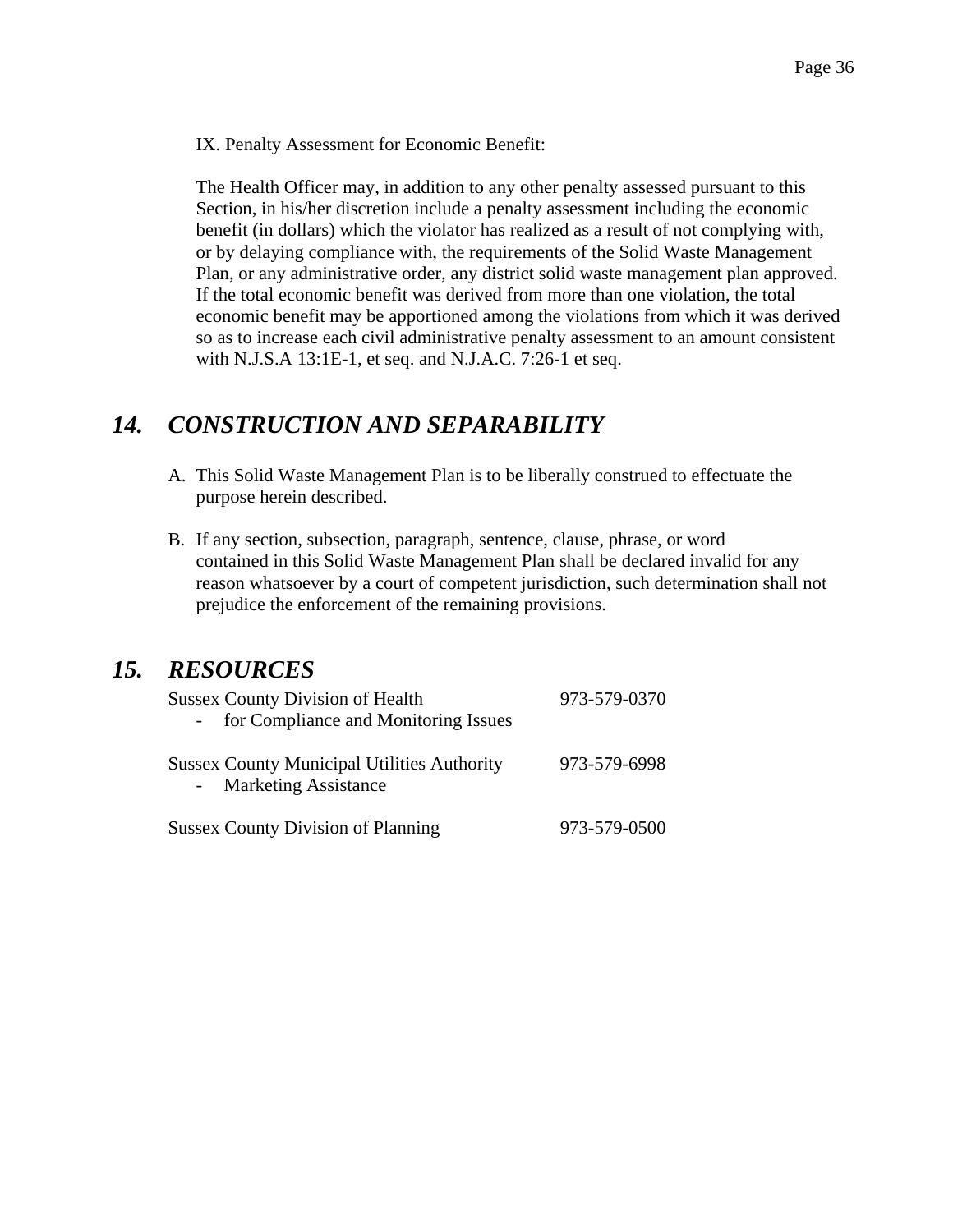IX. Penalty Assessment for Economic Benefit:

The Health Officer may, in addition to any other penalty assessed pursuant to this Section, in his/her discretion include a penalty assessment including the economic benefit (in dollars) which the violator has realized as a result of not complying with, or by delaying compliance with, the requirements of the Solid Waste Management Plan, or any administrative order, any district solid waste management plan approved. If the total economic benefit was derived from more than one violation, the total economic benefit may be apportioned among the violations from which it was derived so as to increase each civil administrative penalty assessment to an amount consistent with N.J.S.A 13:1E-1, et seq. and N.J.A.C. 7:26-1 et seq.

## *14. CONSTRUCTION AND SEPARABILITY*

A. This Solid Waste Management Plan is to be liberally construed to effectuate the purpose herein described.

B. If any section, subsection, paragraph, sentence, clause, phrase, or word contained in this Solid Waste Management Plan shall be declared invalid for any reason whatsoever by a court of competent jurisdiction, such determination shall not prejudice the enforcement of the remaining provisions.

## *15. RESOURCES*

| | |
|---|---|
| Sussex County Division of Health<br>- for Compliance and Monitoring Issues | 973-579-0370 |
| Sussex County Municipal Utilities Authority<br>- Marketing Assistance | 973-579-6998 |
| Sussex County Division of Planning | 973-579-0500 |